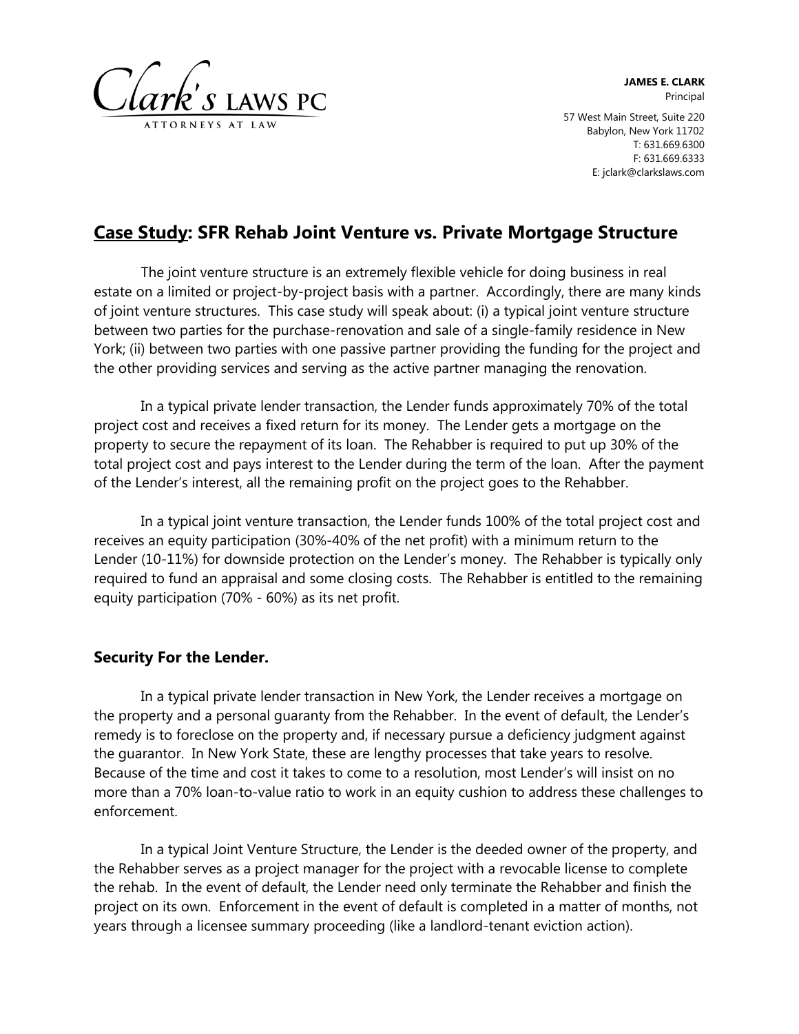Clark's LAWS PC
ATTORNEYS AT LAW

**JAMES E. CLARK**
Principal

57 West Main Street, Suite 220
Babylon, New York 11702
T: 631.669.6300
F: 631.669.6333
E: jclark@clarkslaws.com

## <u>Case Study</u>: SFR Rehab Joint Venture vs. Private Mortgage Structure

The joint venture structure is an extremely flexible vehicle for doing business in real estate on a limited or project-by-project basis with a partner. Accordingly, there are many kinds of joint venture structures. This case study will speak about: (i) a typical joint venture structure between two parties for the purchase-renovation and sale of a single-family residence in New York; (ii) between two parties with one passive partner providing the funding for the project and the other providing services and serving as the active partner managing the renovation.

In a typical private lender transaction, the Lender funds approximately 70% of the total project cost and receives a fixed return for its money. The Lender gets a mortgage on the property to secure the repayment of its loan. The Rehabber is required to put up 30% of the total project cost and pays interest to the Lender during the term of the loan. After the payment of the Lender's interest, all the remaining profit on the project goes to the Rehabber.

In a typical joint venture transaction, the Lender funds 100% of the total project cost and receives an equity participation (30%-40% of the net profit) with a minimum return to the Lender (10-11%) for downside protection on the Lender's money. The Rehabber is typically only required to fund an appraisal and some closing costs. The Rehabber is entitled to the remaining equity participation (70% - 60%) as its net profit.

### Security For the Lender.

In a typical private lender transaction in New York, the Lender receives a mortgage on the property and a personal guaranty from the Rehabber. In the event of default, the Lender's remedy is to foreclose on the property and, if necessary pursue a deficiency judgment against the guarantor. In New York State, these are lengthy processes that take years to resolve. Because of the time and cost it takes to come to a resolution, most Lender's will insist on no more than a 70% loan-to-value ratio to work in an equity cushion to address these challenges to enforcement.

In a typical Joint Venture Structure, the Lender is the deeded owner of the property, and the Rehabber serves as a project manager for the project with a revocable license to complete the rehab. In the event of default, the Lender need only terminate the Rehabber and finish the project on its own. Enforcement in the event of default is completed in a matter of months, not years through a licensee summary proceeding (like a landlord-tenant eviction action).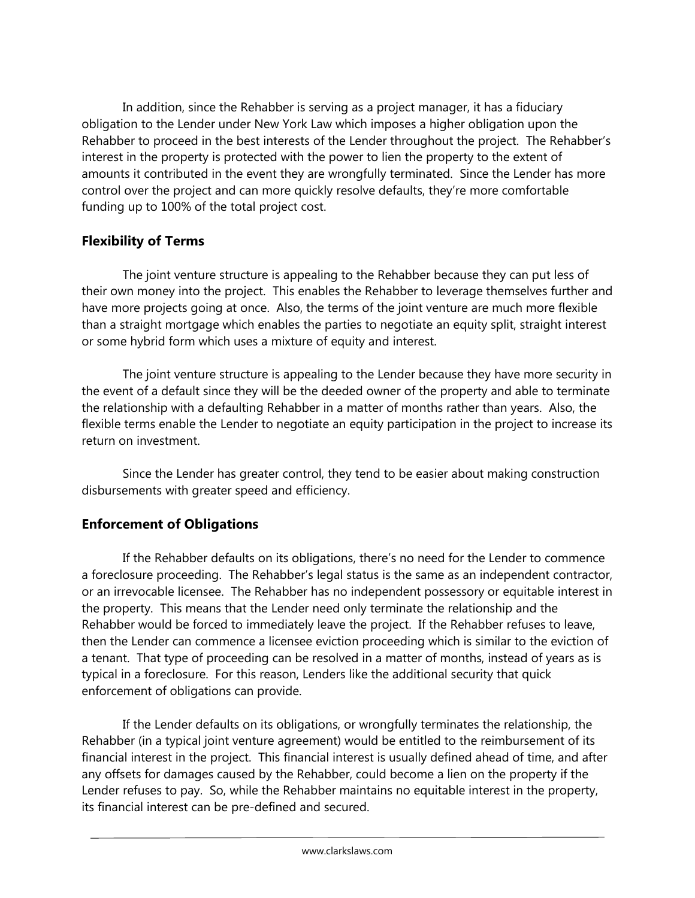In addition, since the Rehabber is serving as a project manager, it has a fiduciary obligation to the Lender under New York Law which imposes a higher obligation upon the Rehabber to proceed in the best interests of the Lender throughout the project. The Rehabber's interest in the property is protected with the power to lien the property to the extent of amounts it contributed in the event they are wrongfully terminated. Since the Lender has more control over the project and can more quickly resolve defaults, they're more comfortable funding up to 100% of the total project cost.

## Flexibility of Terms

The joint venture structure is appealing to the Rehabber because they can put less of their own money into the project. This enables the Rehabber to leverage themselves further and have more projects going at once. Also, the terms of the joint venture are much more flexible than a straight mortgage which enables the parties to negotiate an equity split, straight interest or some hybrid form which uses a mixture of equity and interest.

The joint venture structure is appealing to the Lender because they have more security in the event of a default since they will be the deeded owner of the property and able to terminate the relationship with a defaulting Rehabber in a matter of months rather than years. Also, the flexible terms enable the Lender to negotiate an equity participation in the project to increase its return on investment.

Since the Lender has greater control, they tend to be easier about making construction disbursements with greater speed and efficiency.

## Enforcement of Obligations

If the Rehabber defaults on its obligations, there's no need for the Lender to commence a foreclosure proceeding. The Rehabber's legal status is the same as an independent contractor, or an irrevocable licensee. The Rehabber has no independent possessory or equitable interest in the property. This means that the Lender need only terminate the relationship and the Rehabber would be forced to immediately leave the project. If the Rehabber refuses to leave, then the Lender can commence a licensee eviction proceeding which is similar to the eviction of a tenant. That type of proceeding can be resolved in a matter of months, instead of years as is typical in a foreclosure. For this reason, Lenders like the additional security that quick enforcement of obligations can provide.

If the Lender defaults on its obligations, or wrongfully terminates the relationship, the Rehabber (in a typical joint venture agreement) would be entitled to the reimbursement of its financial interest in the project. This financial interest is usually defined ahead of time, and after any offsets for damages caused by the Rehabber, could become a lien on the property if the Lender refuses to pay. So, while the Rehabber maintains no equitable interest in the property, its financial interest can be pre-defined and secured.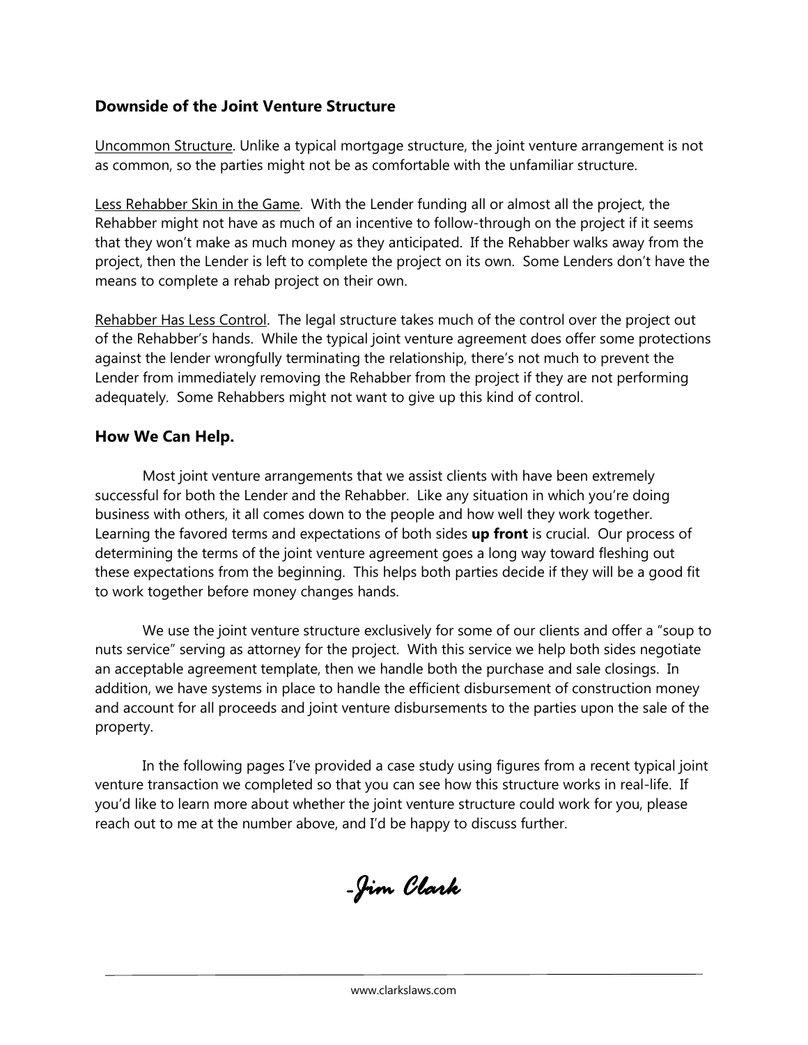### Downside of the Joint Venture Structure

<u>Uncommon Structure</u>. Unlike a typical mortgage structure, the joint venture arrangement is not as common, so the parties might not be as comfortable with the unfamiliar structure.

<u>Less Rehabber Skin in the Game</u>. With the Lender funding all or almost all the project, the Rehabber might not have as much of an incentive to follow-through on the project if it seems that they won't make as much money as they anticipated. If the Rehabber walks away from the project, then the Lender is left to complete the project on its own. Some Lenders don't have the means to complete a rehab project on their own.

<u>Rehabber Has Less Control</u>. The legal structure takes much of the control over the project out of the Rehabber's hands. While the typical joint venture agreement does offer some protections against the lender wrongfully terminating the relationship, there's not much to prevent the Lender from immediately removing the Rehabber from the project if they are not performing adequately. Some Rehabbers might not want to give up this kind of control.

### How We Can Help.

Most joint venture arrangements that we assist clients with have been extremely successful for both the Lender and the Rehabber. Like any situation in which you're doing business with others, it all comes down to the people and how well they work together. Learning the favored terms and expectations of both sides **up front** is crucial. Our process of determining the terms of the joint venture agreement goes a long way toward fleshing out these expectations from the beginning. This helps both parties decide if they will be a good fit to work together before money changes hands.

We use the joint venture structure exclusively for some of our clients and offer a "soup to nuts service" serving as attorney for the project. With this service we help both sides negotiate an acceptable agreement template, then we handle both the purchase and sale closings. In addition, we have systems in place to handle the efficient disbursement of construction money and account for all proceeds and joint venture disbursements to the parties upon the sale of the property.

In the following pages I've provided a case study using figures from a recent typical joint venture transaction we completed so that you can see how this structure works in real-life. If you'd like to learn more about whether the joint venture structure could work for you, please reach out to me at the number above, and I'd be happy to discuss further.

*-Jim Clark*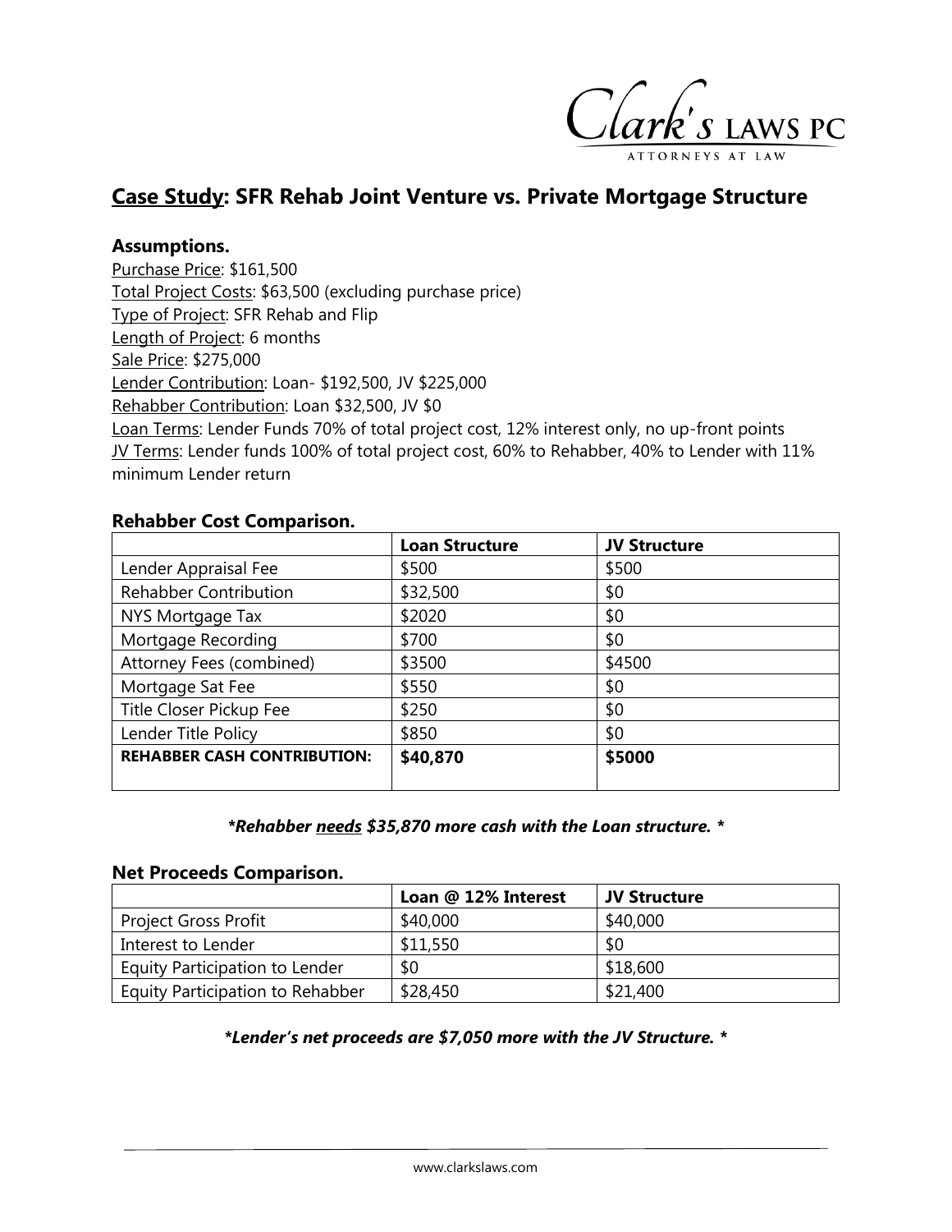Clark's LAWS PC

ATTORNEYS AT LAW

## Case Study: SFR Rehab Joint Venture vs. Private Mortgage Structure

### Assumptions.

Purchase Price: $161,500
Total Project Costs: $63,500 (excluding purchase price)
Type of Project: SFR Rehab and Flip
Length of Project: 6 months
Sale Price: $275,000
Lender Contribution: Loan- $192,500, JV $225,000
Rehabber Contribution: Loan $32,500, JV $0
Loan Terms: Lender Funds 70% of total project cost, 12% interest only, no up-front points
JV Terms: Lender funds 100% of total project cost, 60% to Rehabber, 40% to Lender with 11% minimum Lender return

### Rehabber Cost Comparison.

| | Loan Structure | JV Structure |
|---|---|---|
| Lender Appraisal Fee | $500 | $500 |
| Rehabber Contribution | $32,500 | $0 |
| NYS Mortgage Tax | $2020 | $0 |
| Mortgage Recording | $700 | $0 |
| Attorney Fees (combined) | $3500 | $4500 |
| Mortgage Sat Fee | $550 | $0 |
| Title Closer Pickup Fee | $250 | $0 |
| Lender Title Policy | $850 | $0 |
| **REHABBER CASH CONTRIBUTION:** | **$40,870** | **$5000** |

***Rehabber <u>needs</u> $35,870 more cash with the Loan structure.***

### Net Proceeds Comparison.

| | Loan @ 12% Interest | JV Structure |
|---|---|---|
| Project Gross Profit | $40,000 | $40,000 |
| Interest to Lender | $11,550 | $0 |
| Equity Participation to Lender | $0 | $18,600 |
| Equity Participation to Rehabber | $28,450 | $21,400 |

***Lender's net proceeds are $7,050 more with the JV Structure.***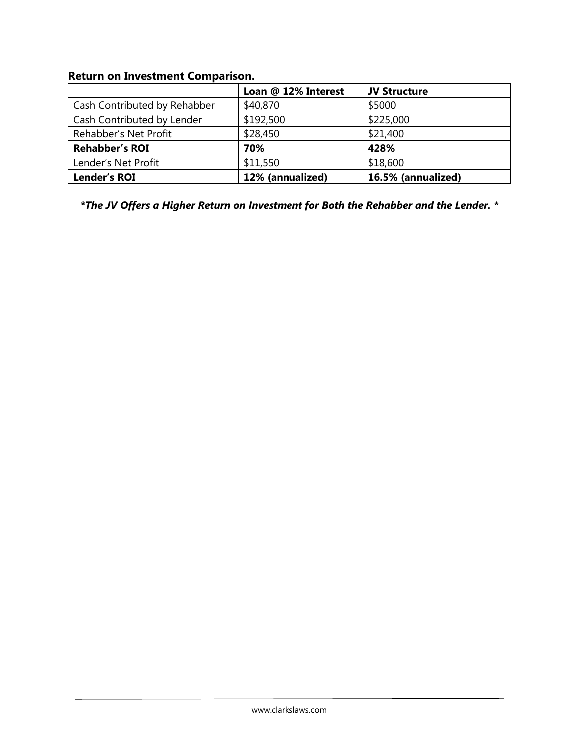**Return on Investment Comparison.**

| | Loan @ 12% Interest | JV Structure |
|---|---|---|
| Cash Contributed by Rehabber | $40,870 | $5000 |
| Cash Contributed by Lender | $192,500 | $225,000 |
| Rehabber's Net Profit | $28,450 | $21,400 |
| **Rehabber's ROI** | **70%** | **428%** |
| Lender's Net Profit | $11,550 | $18,600 |
| **Lender's ROI** | **12% (annualized)** | **16.5% (annualized)** |

***The JV Offers a Higher Return on Investment for Both the Rehabber and the Lender.***

www.clarkslaws.com